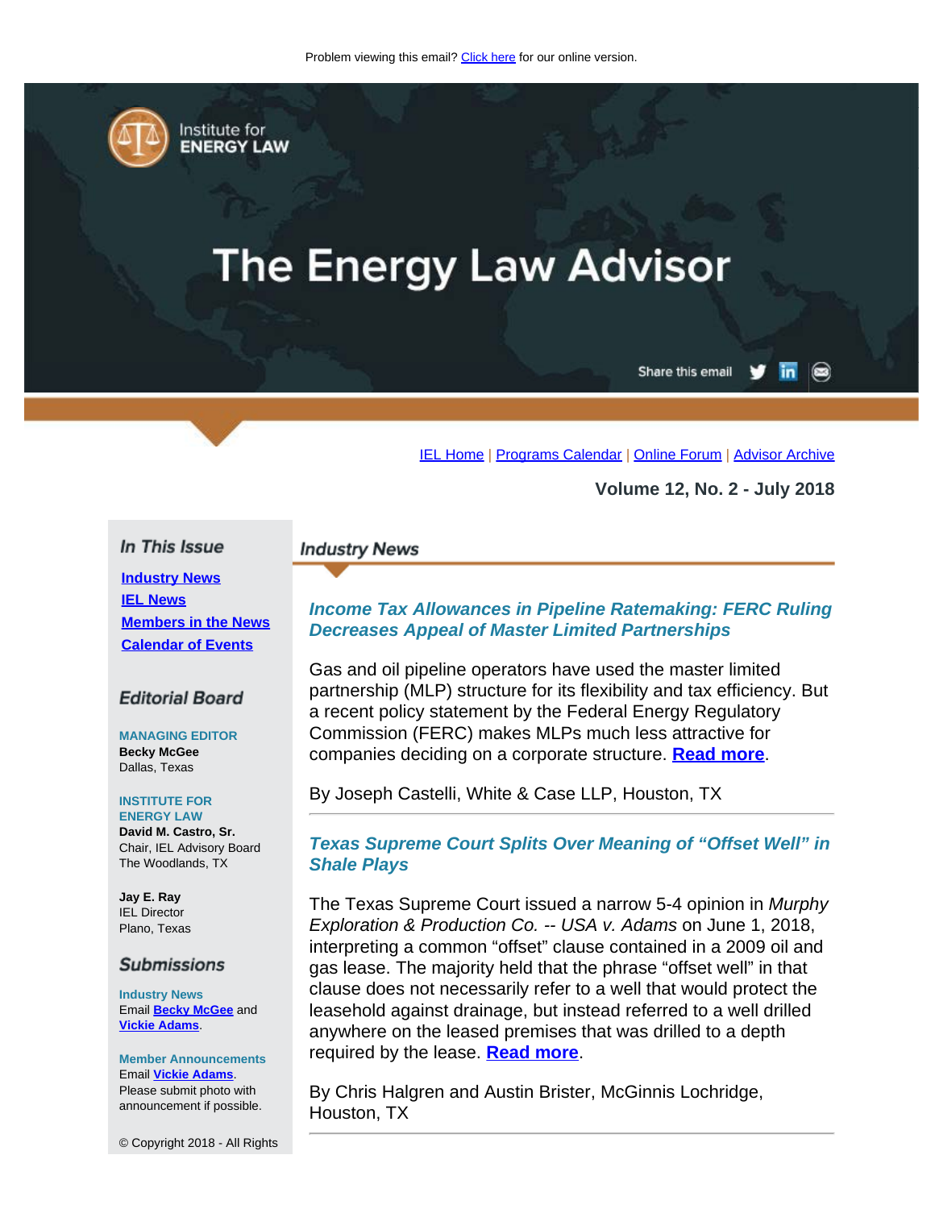Problem viewing this email? Click here for our online version.

Institute for ENERGY LAW

# The Energy Law Advisor

Share this email

IEL Home | Programs Calendar | Online Forum | Advisor Archive

**Volume 12, No. 2 - July 2018**

## In This Issue

[Industry News]
[IEL News]
[Members in the News]
[Calendar of Events]

## Editorial Board

**MANAGING EDITOR**
**Becky McGee**
Dallas, Texas

**INSTITUTE FOR ENERGY LAW**
**David M. Castro, Sr.**
Chair, IEL Advisory Board
The Woodlands, TX

**Jay E. Ray**
IEL Director
Plano, Texas

## Submissions

**Industry News**
Email **Becky McGee** and **Vickie Adams**.

**Member Announcements**
Email **Vickie Adams**.
Please submit photo with announcement if possible.

© Copyright 2018 - All Rights

## Industry News

### *Income Tax Allowances in Pipeline Ratemaking: FERC Ruling Decreases Appeal of Master Limited Partnerships*

Gas and oil pipeline operators have used the master limited partnership (MLP) structure for its flexibility and tax efficiency. But a recent policy statement by the Federal Energy Regulatory Commission (FERC) makes MLPs much less attractive for companies deciding on a corporate structure. **Read more**.

By Joseph Castelli, White & Case LLP, Houston, TX

### *Texas Supreme Court Splits Over Meaning of "Offset Well" in Shale Plays*

The Texas Supreme Court issued a narrow 5-4 opinion in *Murphy Exploration & Production Co. -- USA v. Adams* on June 1, 2018, interpreting a common "offset" clause contained in a 2009 oil and gas lease. The majority held that the phrase "offset well" in that clause does not necessarily refer to a well that would protect the leasehold against drainage, but instead referred to a well drilled anywhere on the leased premises that was drilled to a depth required by the lease. **Read more**.

By Chris Halgren and Austin Brister, McGinnis Lochridge, Houston, TX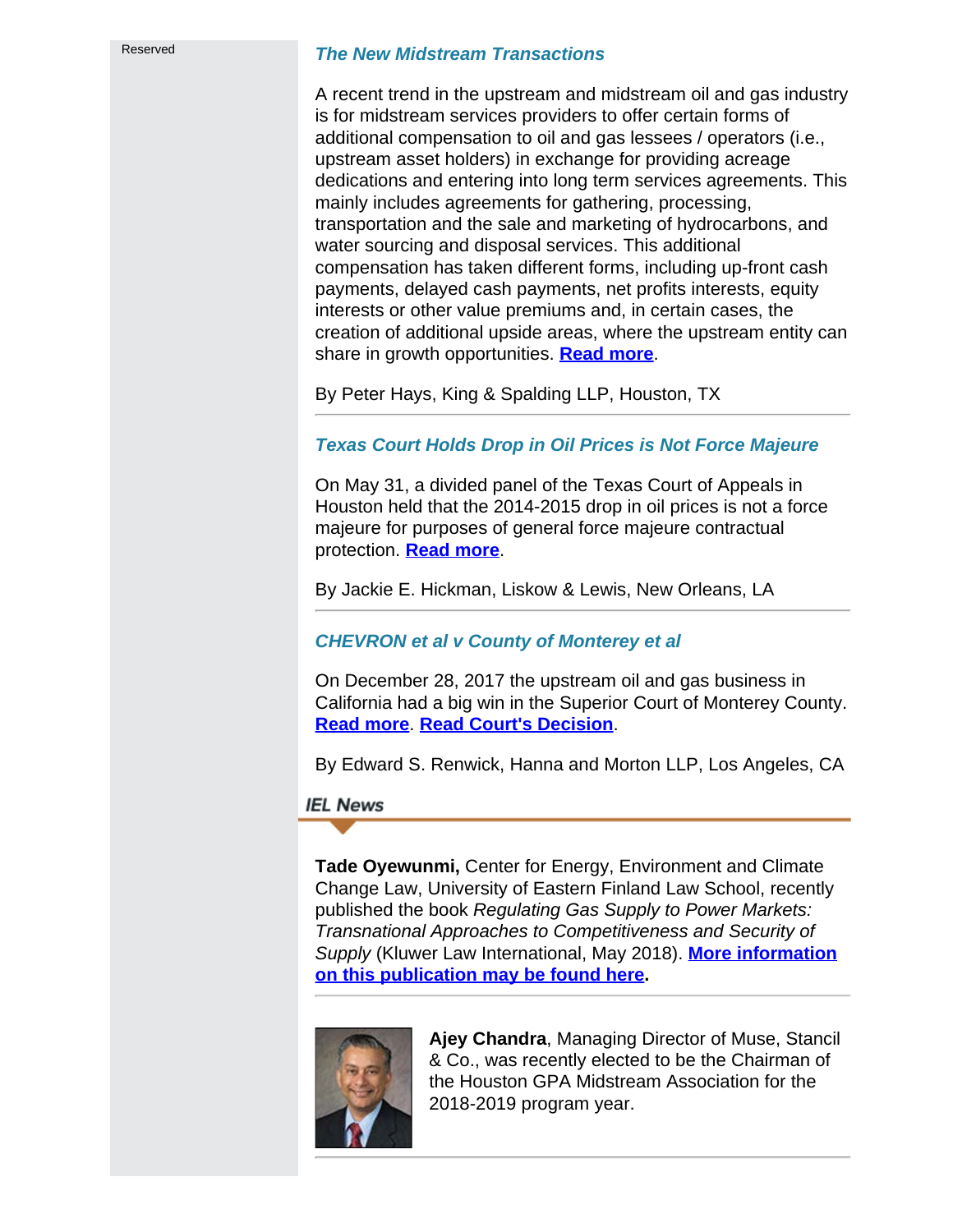Reserved

### *The New Midstream Transactions*

A recent trend in the upstream and midstream oil and gas industry is for midstream services providers to offer certain forms of additional compensation to oil and gas lessees / operators (i.e., upstream asset holders) in exchange for providing acreage dedications and entering into long term services agreements. This mainly includes agreements for gathering, processing, transportation and the sale and marketing of hydrocarbons, and water sourcing and disposal services. This additional compensation has taken different forms, including up-front cash payments, delayed cash payments, net profits interests, equity interests or other value premiums and, in certain cases, the creation of additional upside areas, where the upstream entity can share in growth opportunities. **Read more**.

By Peter Hays, King & Spalding LLP, Houston, TX

---

### *Texas Court Holds Drop in Oil Prices is Not Force Majeure*

On May 31, a divided panel of the Texas Court of Appeals in Houston held that the 2014-2015 drop in oil prices is not a force majeure for purposes of general force majeure contractual protection. **Read more**.

By Jackie E. Hickman, Liskow & Lewis, New Orleans, LA

---

### *CHEVRON et al v County of Monterey et al*

On December 28, 2017 the upstream oil and gas business in California had a big win in the Superior Court of Monterey County. **Read more**. **Read Court's Decision**.

By Edward S. Renwick, Hanna and Morton LLP, Los Angeles, CA

## IEL News

**Tade Oyewunmi,** Center for Energy, Environment and Climate Change Law, University of Eastern Finland Law School, recently published the book *Regulating Gas Supply to Power Markets: Transnational Approaches to Competitiveness and Security of Supply* (Kluwer Law International, May 2018). **More information on this publication may be found here.**

---

**Ajey Chandra**, Managing Director of Muse, Stancil & Co., was recently elected to be the Chairman of the Houston GPA Midstream Association for the 2018-2019 program year.

---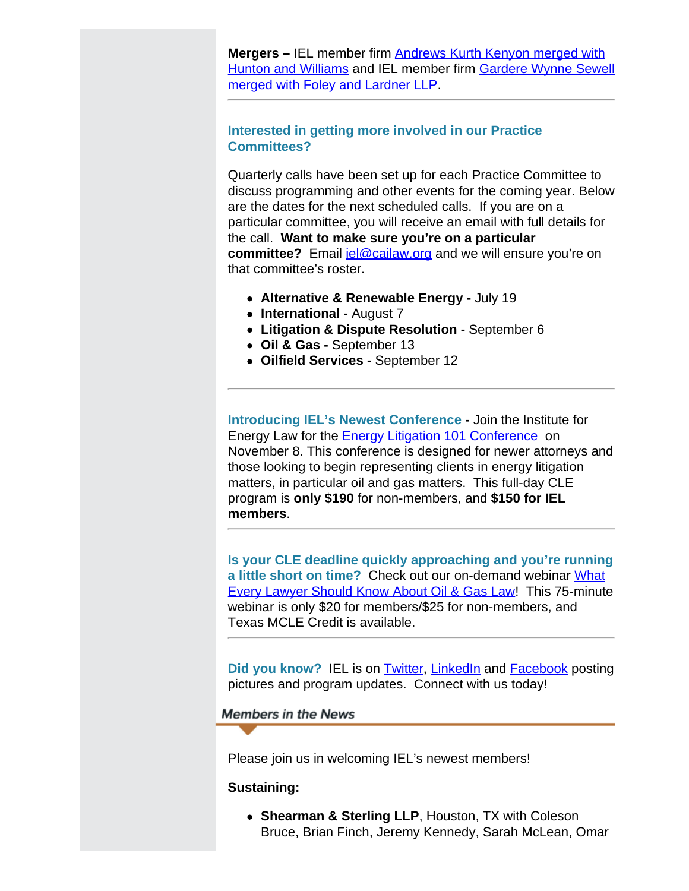**Mergers –** IEL member firm Andrews Kurth Kenyon merged with Hunton and Williams and IEL member firm Gardere Wynne Sewell merged with Foley and Lardner LLP.

---

### Interested in getting more involved in our Practice Committees?

Quarterly calls have been set up for each Practice Committee to discuss programming and other events for the coming year. Below are the dates for the next scheduled calls. If you are on a particular committee, you will receive an email with full details for the call. **Want to make sure you're on a particular committee?** Email iel@cailaw.org and we will ensure you're on that committee's roster.

- **Alternative & Renewable Energy -** July 19
- **International -** August 7
- **Litigation & Dispute Resolution -** September 6
- **Oil & Gas -** September 13
- **Oilfield Services -** September 12

---

**Introducing IEL's Newest Conference -** Join the Institute for Energy Law for the Energy Litigation 101 Conference on November 8. This conference is designed for newer attorneys and those looking to begin representing clients in energy litigation matters, in particular oil and gas matters. This full-day CLE program is **only $190** for non-members, and **$150 for IEL members**.

---

**Is your CLE deadline quickly approaching and you're running a little short on time?** Check out our on-demand webinar What Every Lawyer Should Know About Oil & Gas Law! This 75-minute webinar is only $20 for members/$25 for non-members, and Texas MCLE Credit is available.

---

**Did you know?** IEL is on Twitter, LinkedIn and Facebook posting pictures and program updates. Connect with us today!

## Members in the News

Please join us in welcoming IEL's newest members!

**Sustaining:**

- **Shearman & Sterling LLP**, Houston, TX with Coleson Bruce, Brian Finch, Jeremy Kennedy, Sarah McLean, Omar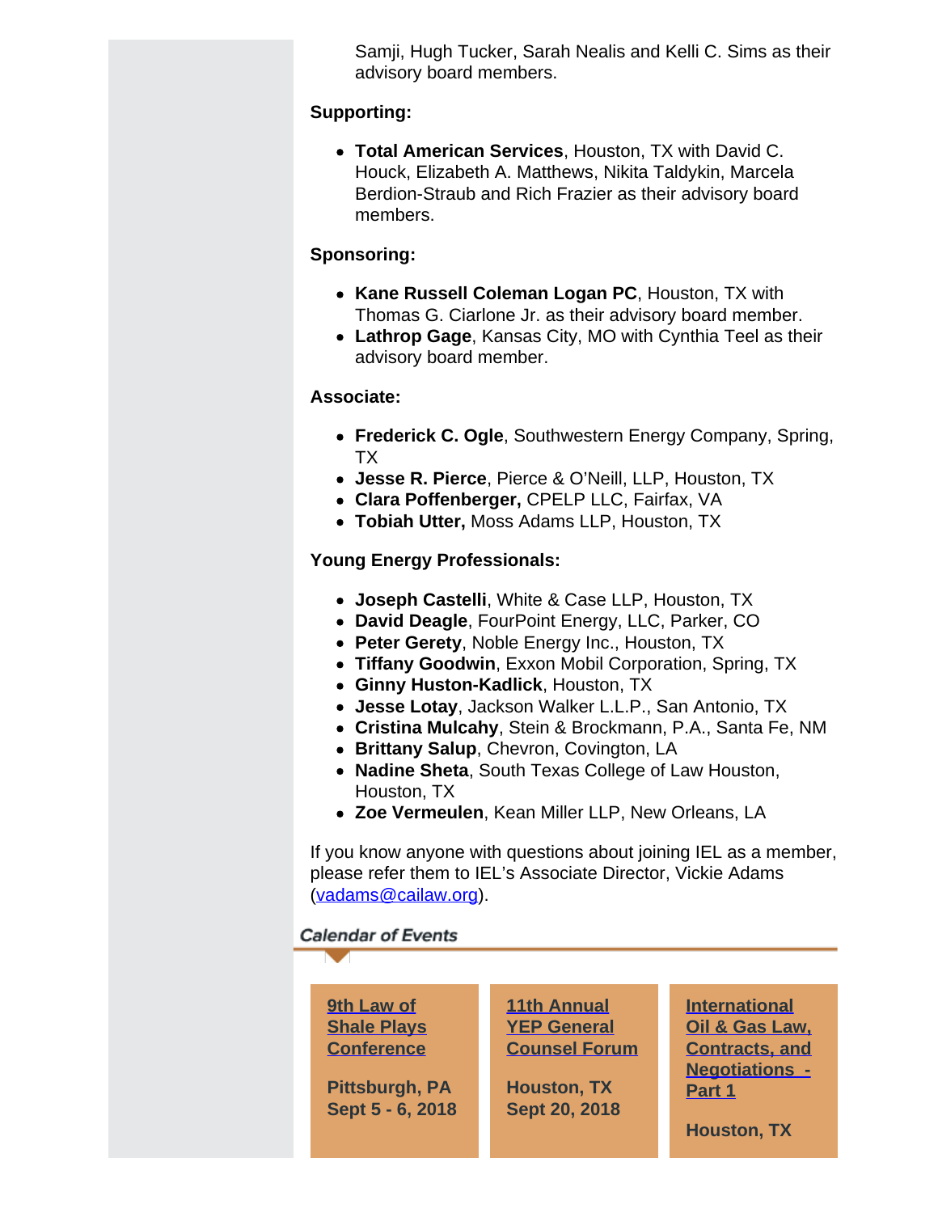Samji, Hugh Tucker, Sarah Nealis and Kelli C. Sims as their advisory board members.

**Supporting:**

- **Total American Services**, Houston, TX with David C. Houck, Elizabeth A. Matthews, Nikita Taldykin, Marcela Berdion-Straub and Rich Frazier as their advisory board members.

**Sponsoring:**

- **Kane Russell Coleman Logan PC**, Houston, TX with Thomas G. Ciarlone Jr. as their advisory board member.
- **Lathrop Gage**, Kansas City, MO with Cynthia Teel as their advisory board member.

**Associate:**

- **Frederick C. Ogle**, Southwestern Energy Company, Spring, TX
- **Jesse R. Pierce**, Pierce & O'Neill, LLP, Houston, TX
- **Clara Poffenberger,** CPELP LLC, Fairfax, VA
- **Tobiah Utter,** Moss Adams LLP, Houston, TX

**Young Energy Professionals:**

- **Joseph Castelli**, White & Case LLP, Houston, TX
- **David Deagle**, FourPoint Energy, LLC, Parker, CO
- **Peter Gerety**, Noble Energy Inc., Houston, TX
- **Tiffany Goodwin**, Exxon Mobil Corporation, Spring, TX
- **Ginny Huston-Kadlick**, Houston, TX
- **Jesse Lotay**, Jackson Walker L.L.P., San Antonio, TX
- **Cristina Mulcahy**, Stein & Brockmann, P.A., Santa Fe, NM
- **Brittany Salup**, Chevron, Covington, LA
- **Nadine Sheta**, South Texas College of Law Houston, Houston, TX
- **Zoe Vermeulen**, Kean Miller LLP, New Orleans, LA

If you know anyone with questions about joining IEL as a member, please refer them to IEL's Associate Director, Vickie Adams (vadams@cailaw.org).

## Calendar of Events

**9th Law of Shale Plays Conference**
**Pittsburgh, PA**
**Sept 5 - 6, 2018**

**11th Annual YEP General Counsel Forum**
**Houston, TX**
**Sept 20, 2018**

**International Oil & Gas Law, Contracts, and Negotiations - Part 1**
**Houston, TX**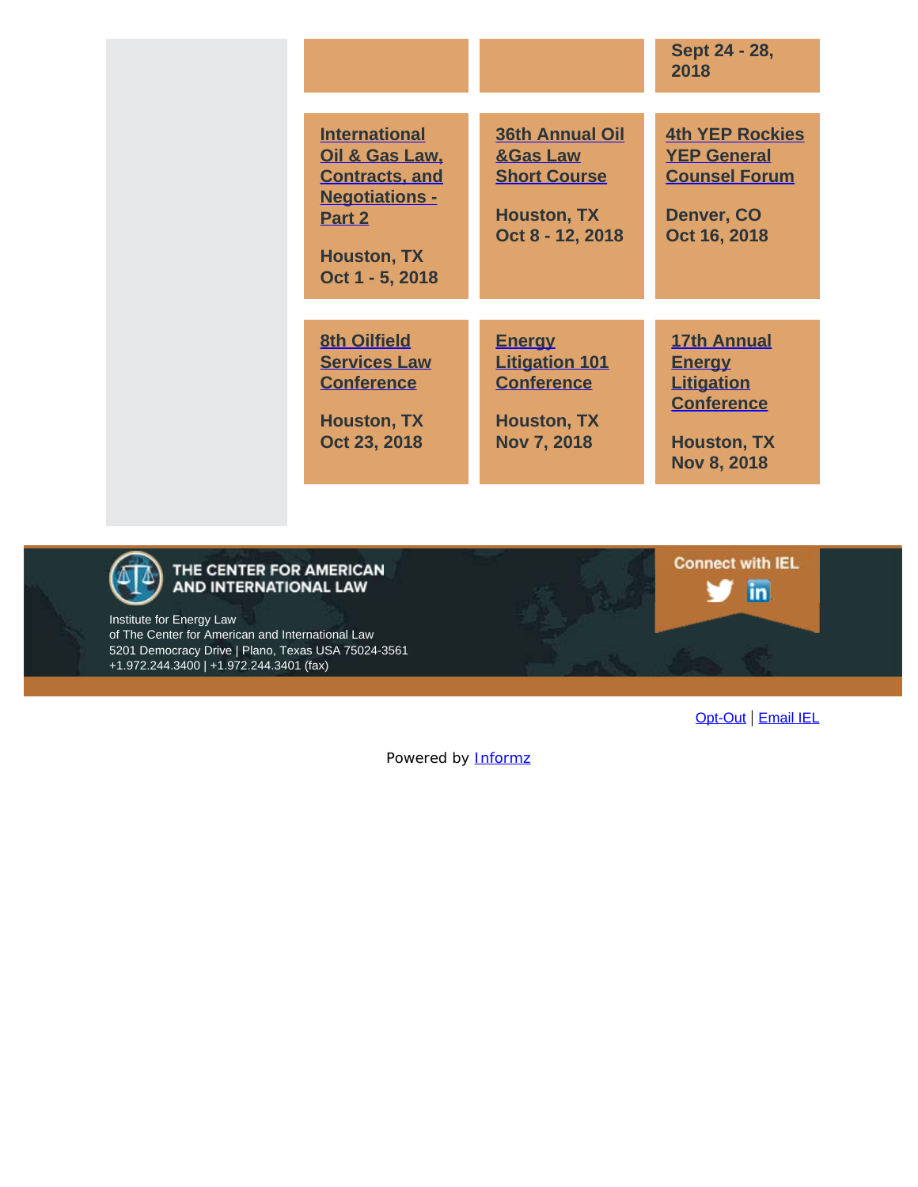| | | |
|---|---|---|
| | | **Sept 24 - 28, 2018** |
| **International Oil & Gas Law, Contracts, and Negotiations - Part 2**<br><br>**Houston, TX**<br>**Oct 1 - 5, 2018** | **36th Annual Oil &Gas Law Short Course**<br><br>**Houston, TX**<br>**Oct 8 - 12, 2018** | **4th YEP Rockies YEP General Counsel Forum**<br><br>**Denver, CO**<br>**Oct 16, 2018** |
| **8th Oilfield Services Law Conference**<br><br>**Houston, TX**<br>**Oct 23, 2018** | **Energy Litigation 101 Conference**<br><br>**Houston, TX**<br>**Nov 7, 2018** | **17th Annual Energy Litigation Conference**<br><br>**Houston, TX**<br>**Nov 8, 2018** |

THE CENTER FOR AMERICAN AND INTERNATIONAL LAW

Institute for Energy Law
of The Center for American and International Law
5201 Democracy Drive | Plano, Texas USA 75024-3561
+1.972.244.3400 | +1.972.244.3401 (fax)

Connect with IEL

Opt-Out | Email IEL

Powered by Informz